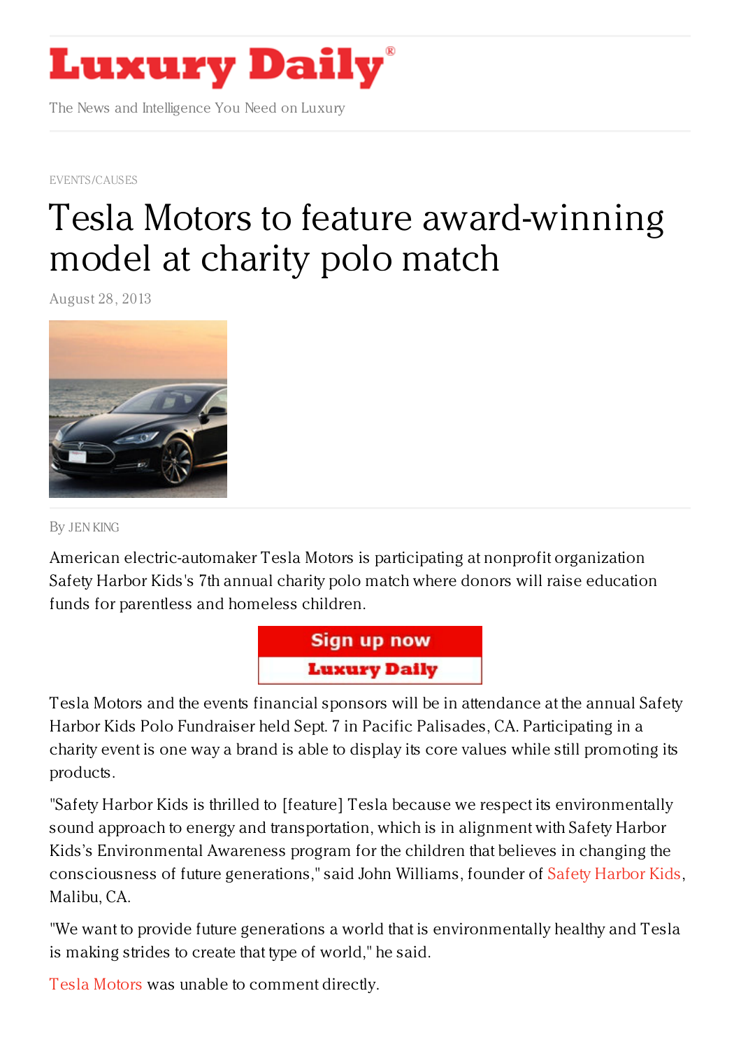Luxury Daily

The News and Intelligence You Need on Luxury

EVENTS/CAUSES

# Tesla Motors to feature award-winning model at charity polo match

August 28, 2013

By JEN KING

American electric-automaker Tesla Motors is participating at nonprofit organization Safety Harbor Kids's 7th annual charity polo match where donors will raise education funds for parentless and homeless children.

Tesla Motors and the events financial sponsors will be in attendance at the annual Safety Harbor Kids Polo Fundraiser held Sept. 7 in Pacific Palisades, CA. Participating in a charity event is one way a brand is able to display its core values while still promoting its products.

"Safety Harbor Kids is thrilled to [feature] Tesla because we respect its environmentally sound approach to energy and transportation, which is in alignment with Safety Harbor Kids's Environmental Awareness program for the children that believes in changing the consciousness of future generations," said John Williams, founder of Safety Harbor Kids, Malibu, CA.

"We want to provide future generations a world that is environmentally healthy and Tesla is making strides to create that type of world," he said.

Tesla Motors was unable to comment directly.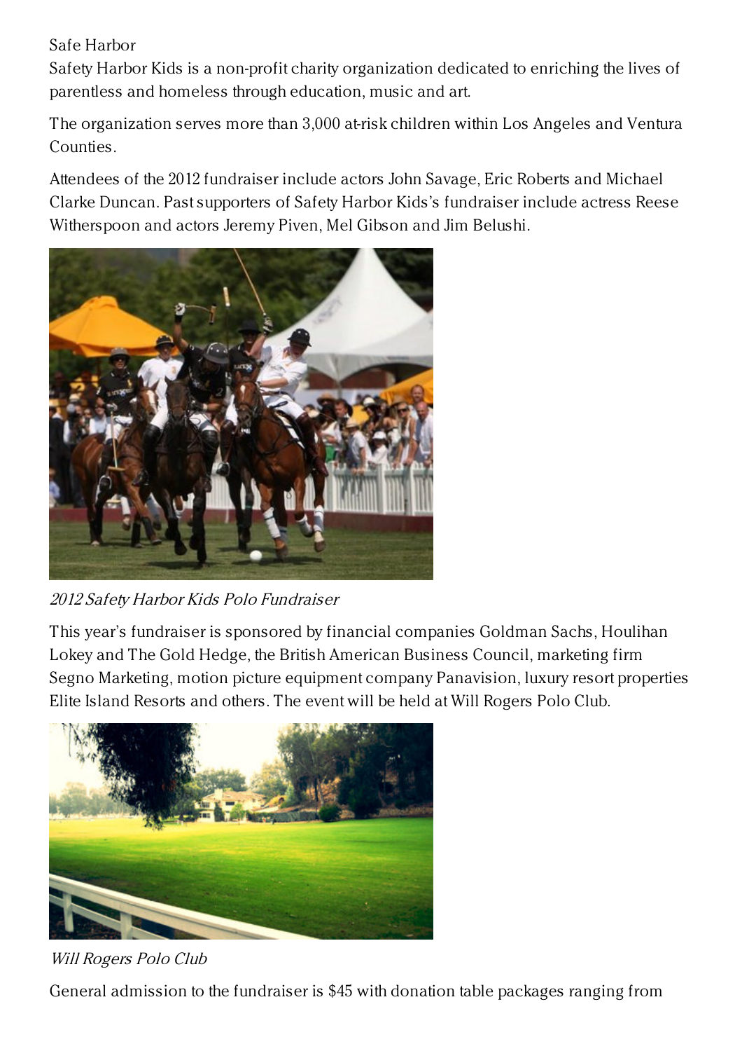Safe Harbor

Safety Harbor Kids is a non-profit charity organization dedicated to enriching the lives of parentless and homeless through education, music and art.

The organization serves more than 3,000 at-risk children within Los Angeles and Ventura Counties.

Attendees of the 2012 fundraiser include actors John Savage, Eric Roberts and Michael Clarke Duncan. Past supporters of Safety Harbor Kids's fundraiser include actress Reese Witherspoon and actors Jeremy Piven, Mel Gibson and Jim Belushi.

*2012 Safety Harbor Kids Polo Fundraiser*

This year's fundraiser is sponsored by financial companies Goldman Sachs, Houlihan Lokey and The Gold Hedge, the British American Business Council, marketing firm Segno Marketing, motion picture equipment company Panavision, luxury resort properties Elite Island Resorts and others. The event will be held at Will Rogers Polo Club.

*Will Rogers Polo Club*

General admission to the fundraiser is $45 with donation table packages ranging from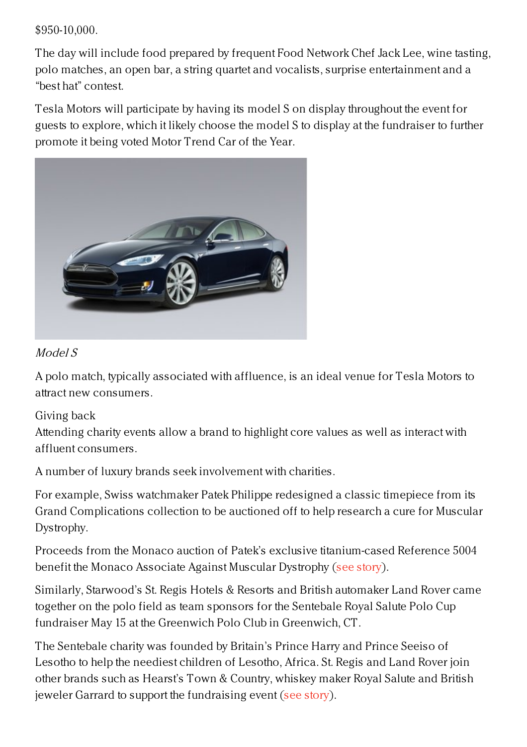$950-10,000.

The day will include food prepared by frequent Food Network Chef Jack Lee, wine tasting, polo matches, an open bar, a string quartet and vocalists, surprise entertainment and a "best hat" contest.

Tesla Motors will participate by having its model S on display throughout the event for guests to explore, which it likely choose the model S to display at the fundraiser to further promote it being voted Motor Trend Car of the Year.

*Model S*

A polo match, typically associated with affluence, is an ideal venue for Tesla Motors to attract new consumers.

Giving back

Attending charity events allow a brand to highlight core values as well as interact with affluent consumers.

A number of luxury brands seek involvement with charities.

For example, Swiss watchmaker Patek Philippe redesigned a classic timepiece from its Grand Complications collection to be auctioned off to help research a cure for Muscular Dystrophy.

Proceeds from the Monaco auction of Patek's exclusive titanium-cased Reference 5004 benefit the Monaco Associate Against Muscular Dystrophy (see story).

Similarly, Starwood's St. Regis Hotels & Resorts and British automaker Land Rover came together on the polo field as team sponsors for the Sentebale Royal Salute Polo Cup fundraiser May 15 at the Greenwich Polo Club in Greenwich, CT.

The Sentebale charity was founded by Britain's Prince Harry and Prince Seeiso of Lesotho to help the neediest children of Lesotho, Africa. St. Regis and Land Rover join other brands such as Hearst's Town & Country, whiskey maker Royal Salute and British jeweler Garrard to support the fundraising event (see story).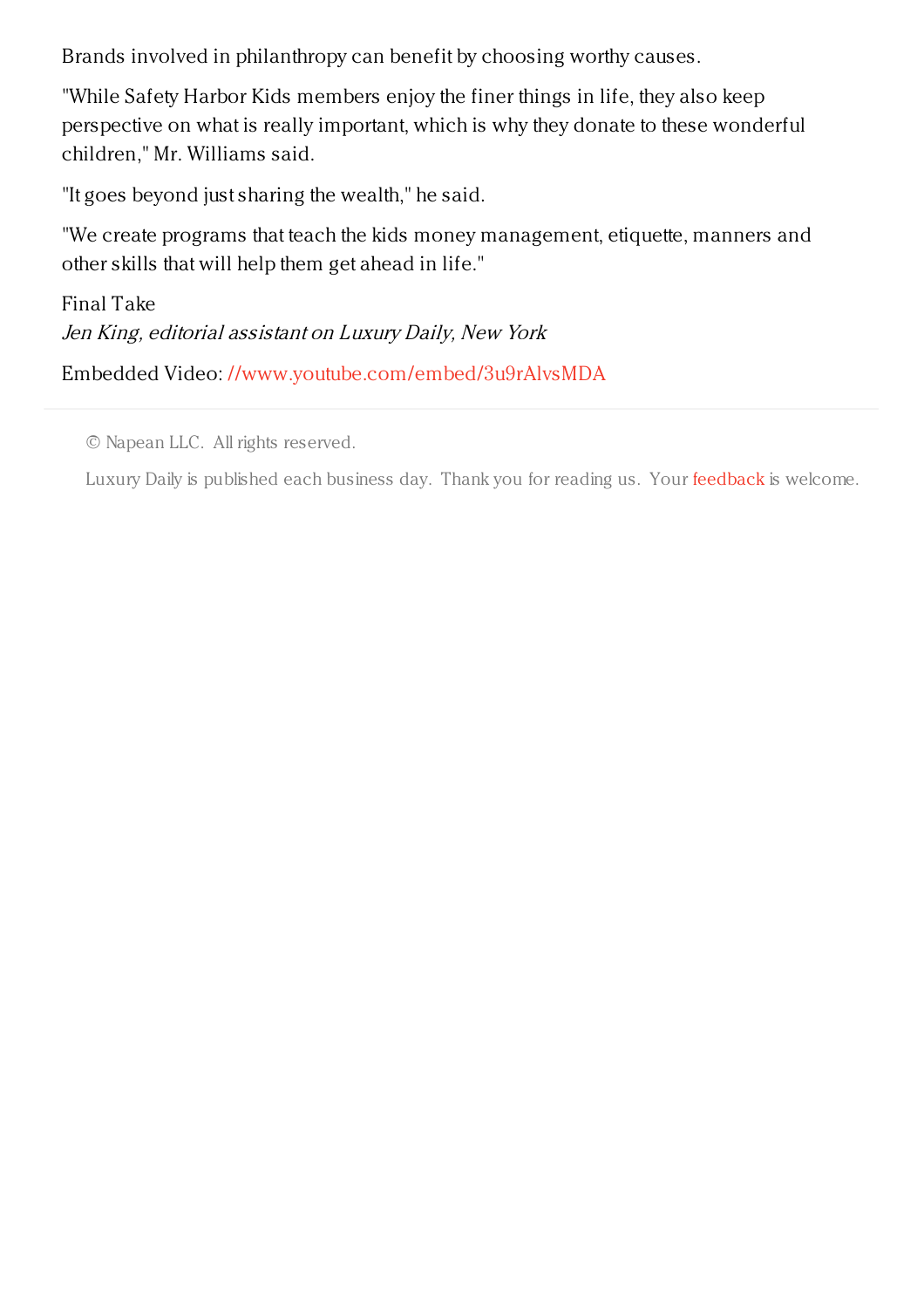Brands involved in philanthropy can benefit by choosing worthy causes.

"While Safety Harbor Kids members enjoy the finer things in life, they also keep perspective on what is really important, which is why they donate to these wonderful children," Mr. Williams said.

"It goes beyond just sharing the wealth," he said.

"We create programs that teach the kids money management, etiquette, manners and other skills that will help them get ahead in life."

Final Take
*Jen King, editorial assistant on Luxury Daily, New York*

Embedded Video: //www.youtube.com/embed/3u9rAlvsMDA

© Napean LLC. All rights reserved.

Luxury Daily is published each business day. Thank you for reading us. Your feedback is welcome.